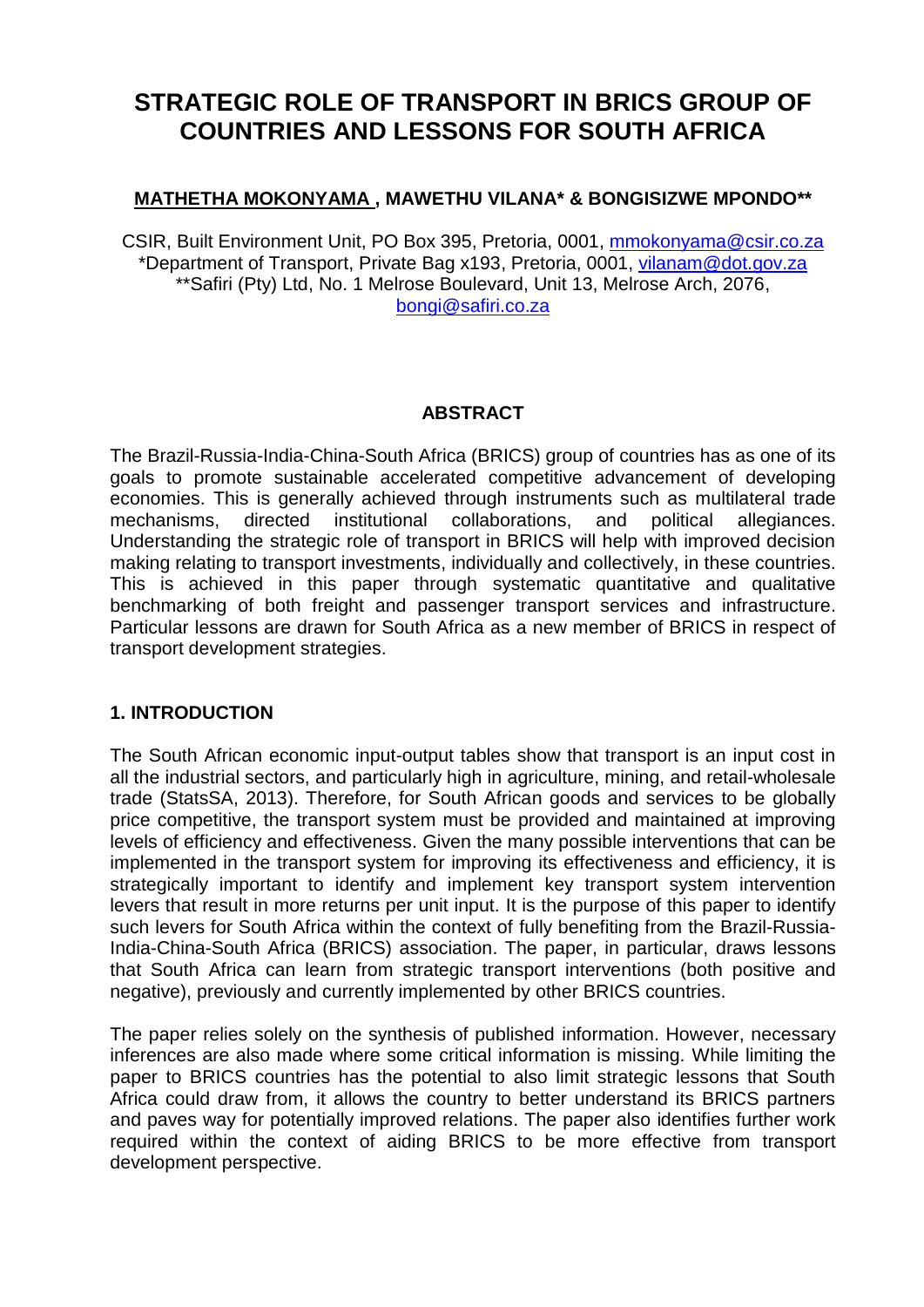# STRATEGIC ROLE OF TRANSPORT IN BRICS GROUP OF COUNTRIES AND LESSONS FOR SOUTH AFRICA

**MATHETHA MOKONYAMA , MAWETHU VILANA* & BONGISIZWE MPONDO****

CSIR, Built Environment Unit, PO Box 395, Pretoria, 0001, mmokonyama@csir.co.za
*Department of Transport, Private Bag x193, Pretoria, 0001, vilanam@dot.gov.za
**Safiri (Pty) Ltd, No. 1 Melrose Boulevard, Unit 13, Melrose Arch, 2076, bongi@safiri.co.za

## ABSTRACT

The Brazil-Russia-India-China-South Africa (BRICS) group of countries has as one of its goals to promote sustainable accelerated competitive advancement of developing economies. This is generally achieved through instruments such as multilateral trade mechanisms, directed institutional collaborations, and political allegiances. Understanding the strategic role of transport in BRICS will help with improved decision making relating to transport investments, individually and collectively, in these countries. This is achieved in this paper through systematic quantitative and qualitative benchmarking of both freight and passenger transport services and infrastructure. Particular lessons are drawn for South Africa as a new member of BRICS in respect of transport development strategies.

## 1. INTRODUCTION

The South African economic input-output tables show that transport is an input cost in all the industrial sectors, and particularly high in agriculture, mining, and retail-wholesale trade (StatsSA, 2013). Therefore, for South African goods and services to be globally price competitive, the transport system must be provided and maintained at improving levels of efficiency and effectiveness. Given the many possible interventions that can be implemented in the transport system for improving its effectiveness and efficiency, it is strategically important to identify and implement key transport system intervention levers that result in more returns per unit input. It is the purpose of this paper to identify such levers for South Africa within the context of fully benefiting from the Brazil-Russia-India-China-South Africa (BRICS) association. The paper, in particular, draws lessons that South Africa can learn from strategic transport interventions (both positive and negative), previously and currently implemented by other BRICS countries.

The paper relies solely on the synthesis of published information. However, necessary inferences are also made where some critical information is missing. While limiting the paper to BRICS countries has the potential to also limit strategic lessons that South Africa could draw from, it allows the country to better understand its BRICS partners and paves way for potentially improved relations. The paper also identifies further work required within the context of aiding BRICS to be more effective from transport development perspective.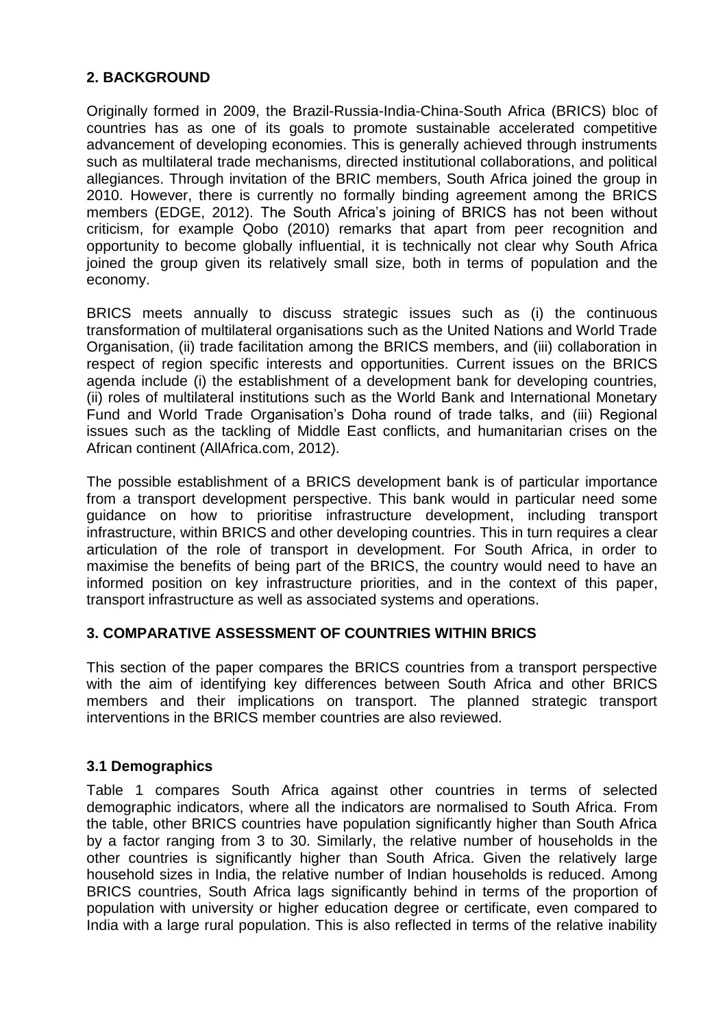## 2. BACKGROUND

Originally formed in 2009, the Brazil-Russia-India-China-South Africa (BRICS) bloc of countries has as one of its goals to promote sustainable accelerated competitive advancement of developing economies. This is generally achieved through instruments such as multilateral trade mechanisms, directed institutional collaborations, and political allegiances. Through invitation of the BRIC members, South Africa joined the group in 2010. However, there is currently no formally binding agreement among the BRICS members (EDGE, 2012). The South Africa's joining of BRICS has not been without criticism, for example Qobo (2010) remarks that apart from peer recognition and opportunity to become globally influential, it is technically not clear why South Africa joined the group given its relatively small size, both in terms of population and the economy.

BRICS meets annually to discuss strategic issues such as (i) the continuous transformation of multilateral organisations such as the United Nations and World Trade Organisation, (ii) trade facilitation among the BRICS members, and (iii) collaboration in respect of region specific interests and opportunities. Current issues on the BRICS agenda include (i) the establishment of a development bank for developing countries, (ii) roles of multilateral institutions such as the World Bank and International Monetary Fund and World Trade Organisation's Doha round of trade talks, and (iii) Regional issues such as the tackling of Middle East conflicts, and humanitarian crises on the African continent (AllAfrica.com, 2012).

The possible establishment of a BRICS development bank is of particular importance from a transport development perspective. This bank would in particular need some guidance on how to prioritise infrastructure development, including transport infrastructure, within BRICS and other developing countries. This in turn requires a clear articulation of the role of transport in development. For South Africa, in order to maximise the benefits of being part of the BRICS, the country would need to have an informed position on key infrastructure priorities, and in the context of this paper, transport infrastructure as well as associated systems and operations.

## 3. COMPARATIVE ASSESSMENT OF COUNTRIES WITHIN BRICS

This section of the paper compares the BRICS countries from a transport perspective with the aim of identifying key differences between South Africa and other BRICS members and their implications on transport. The planned strategic transport interventions in the BRICS member countries are also reviewed.

### 3.1 Demographics

Table 1 compares South Africa against other countries in terms of selected demographic indicators, where all the indicators are normalised to South Africa. From the table, other BRICS countries have population significantly higher than South Africa by a factor ranging from 3 to 30. Similarly, the relative number of households in the other countries is significantly higher than South Africa. Given the relatively large household sizes in India, the relative number of Indian households is reduced. Among BRICS countries, South Africa lags significantly behind in terms of the proportion of population with university or higher education degree or certificate, even compared to India with a large rural population. This is also reflected in terms of the relative inability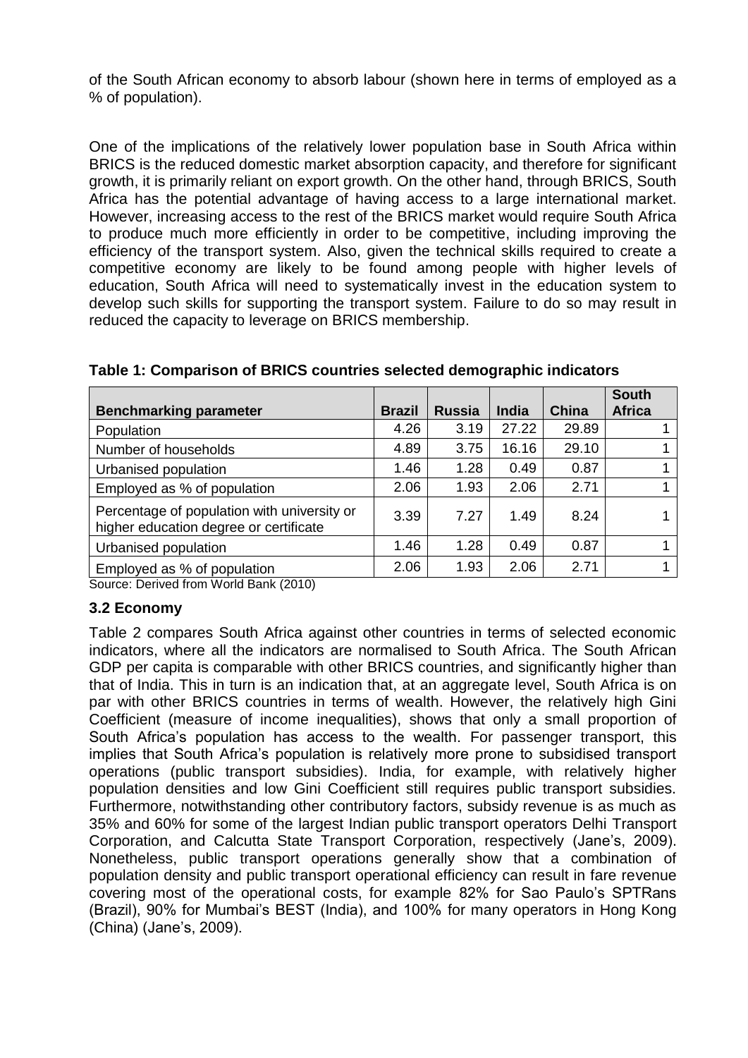of the South African economy to absorb labour (shown here in terms of employed as a % of population).

One of the implications of the relatively lower population base in South Africa within BRICS is the reduced domestic market absorption capacity, and therefore for significant growth, it is primarily reliant on export growth. On the other hand, through BRICS, South Africa has the potential advantage of having access to a large international market. However, increasing access to the rest of the BRICS market would require South Africa to produce much more efficiently in order to be competitive, including improving the efficiency of the transport system. Also, given the technical skills required to create a competitive economy are likely to be found among people with higher levels of education, South Africa will need to systematically invest in the education system to develop such skills for supporting the transport system. Failure to do so may result in reduced the capacity to leverage on BRICS membership.

**Table 1: Comparison of BRICS countries selected demographic indicators**

| Benchmarking parameter | Brazil | Russia | India | China | South Africa |
|---|---|---|---|---|---|
| Population | 4.26 | 3.19 | 27.22 | 29.89 | 1 |
| Number of households | 4.89 | 3.75 | 16.16 | 29.10 | 1 |
| Urbanised population | 1.46 | 1.28 | 0.49 | 0.87 | 1 |
| Employed as % of population | 2.06 | 1.93 | 2.06 | 2.71 | 1 |
| Percentage of population with university or higher education degree or certificate | 3.39 | 7.27 | 1.49 | 8.24 | 1 |
| Urbanised population | 1.46 | 1.28 | 0.49 | 0.87 | 1 |
| Employed as % of population | 2.06 | 1.93 | 2.06 | 2.71 | 1 |

Source: Derived from World Bank (2010)

### 3.2 Economy

Table 2 compares South Africa against other countries in terms of selected economic indicators, where all the indicators are normalised to South Africa. The South African GDP per capita is comparable with other BRICS countries, and significantly higher than that of India. This in turn is an indication that, at an aggregate level, South Africa is on par with other BRICS countries in terms of wealth. However, the relatively high Gini Coefficient (measure of income inequalities), shows that only a small proportion of South Africa's population has access to the wealth. For passenger transport, this implies that South Africa's population is relatively more prone to subsidised transport operations (public transport subsidies). India, for example, with relatively higher population densities and low Gini Coefficient still requires public transport subsidies. Furthermore, notwithstanding other contributory factors, subsidy revenue is as much as 35% and 60% for some of the largest Indian public transport operators Delhi Transport Corporation, and Calcutta State Transport Corporation, respectively (Jane's, 2009). Nonetheless, public transport operations generally show that a combination of population density and public transport operational efficiency can result in fare revenue covering most of the operational costs, for example 82% for Sao Paulo's SPTRans (Brazil), 90% for Mumbai's BEST (India), and 100% for many operators in Hong Kong (China) (Jane's, 2009).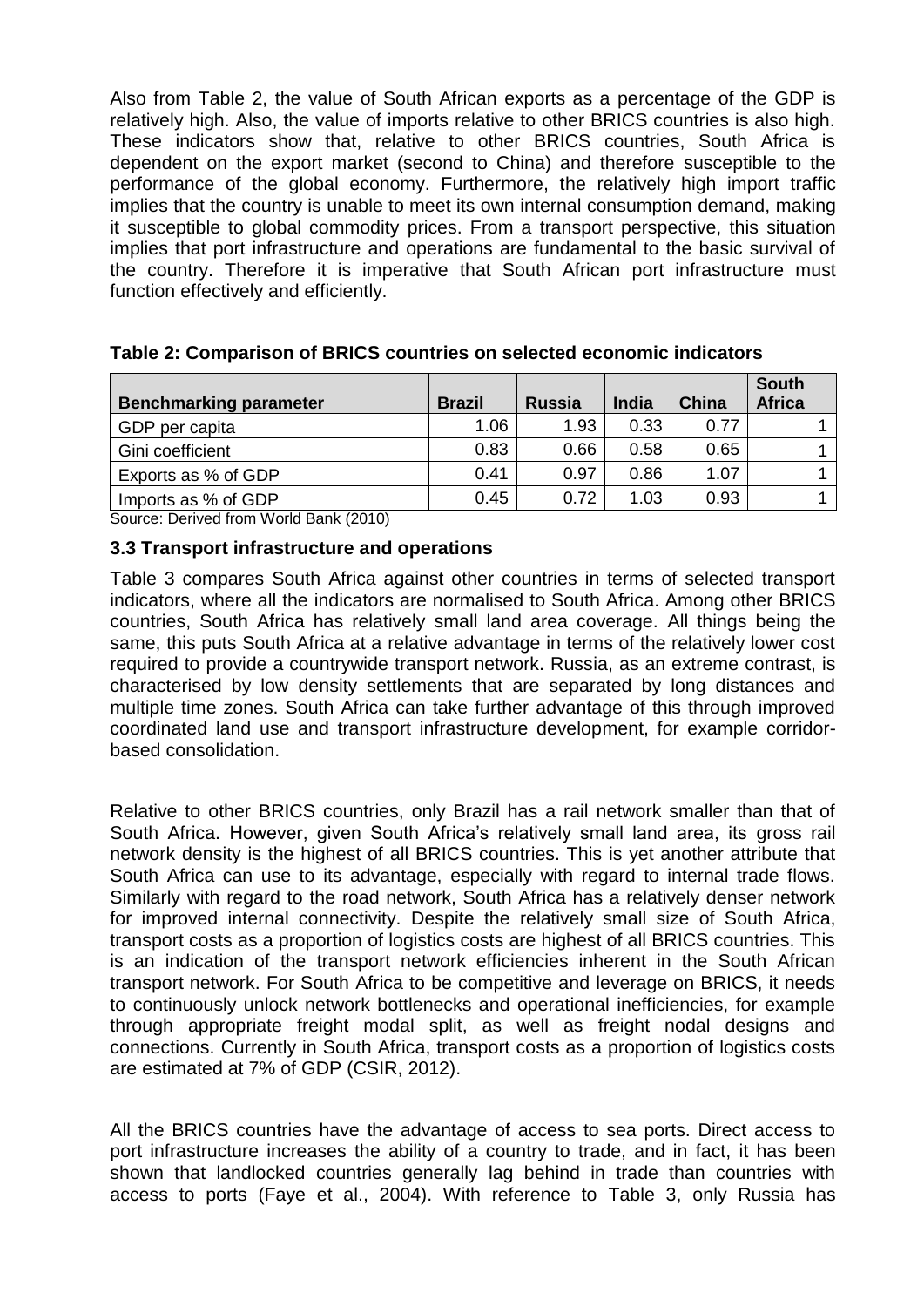Also from Table 2, the value of South African exports as a percentage of the GDP is relatively high. Also, the value of imports relative to other BRICS countries is also high. These indicators show that, relative to other BRICS countries, South Africa is dependent on the export market (second to China) and therefore susceptible to the performance of the global economy. Furthermore, the relatively high import traffic implies that the country is unable to meet its own internal consumption demand, making it susceptible to global commodity prices. From a transport perspective, this situation implies that port infrastructure and operations are fundamental to the basic survival of the country. Therefore it is imperative that South African port infrastructure must function effectively and efficiently.

**Table 2: Comparison of BRICS countries on selected economic indicators**

| Benchmarking parameter | Brazil | Russia | India | China | South Africa |
|---|---|---|---|---|---|
| GDP per capita | 1.06 | 1.93 | 0.33 | 0.77 | 1 |
| Gini coefficient | 0.83 | 0.66 | 0.58 | 0.65 | 1 |
| Exports as % of GDP | 0.41 | 0.97 | 0.86 | 1.07 | 1 |
| Imports as % of GDP | 0.45 | 0.72 | 1.03 | 0.93 | 1 |

Source: Derived from World Bank (2010)

### 3.3 Transport infrastructure and operations

Table 3 compares South Africa against other countries in terms of selected transport indicators, where all the indicators are normalised to South Africa. Among other BRICS countries, South Africa has relatively small land area coverage. All things being the same, this puts South Africa at a relative advantage in terms of the relatively lower cost required to provide a countrywide transport network. Russia, as an extreme contrast, is characterised by low density settlements that are separated by long distances and multiple time zones. South Africa can take further advantage of this through improved coordinated land use and transport infrastructure development, for example corridor-based consolidation.

Relative to other BRICS countries, only Brazil has a rail network smaller than that of South Africa. However, given South Africa's relatively small land area, its gross rail network density is the highest of all BRICS countries. This is yet another attribute that South Africa can use to its advantage, especially with regard to internal trade flows. Similarly with regard to the road network, South Africa has a relatively denser network for improved internal connectivity. Despite the relatively small size of South Africa, transport costs as a proportion of logistics costs are highest of all BRICS countries. This is an indication of the transport network efficiencies inherent in the South African transport network. For South Africa to be competitive and leverage on BRICS, it needs to continuously unlock network bottlenecks and operational inefficiencies, for example through appropriate freight modal split, as well as freight nodal designs and connections. Currently in South Africa, transport costs as a proportion of logistics costs are estimated at 7% of GDP (CSIR, 2012).

All the BRICS countries have the advantage of access to sea ports. Direct access to port infrastructure increases the ability of a country to trade, and in fact, it has been shown that landlocked countries generally lag behind in trade than countries with access to ports (Faye et al., 2004). With reference to Table 3, only Russia has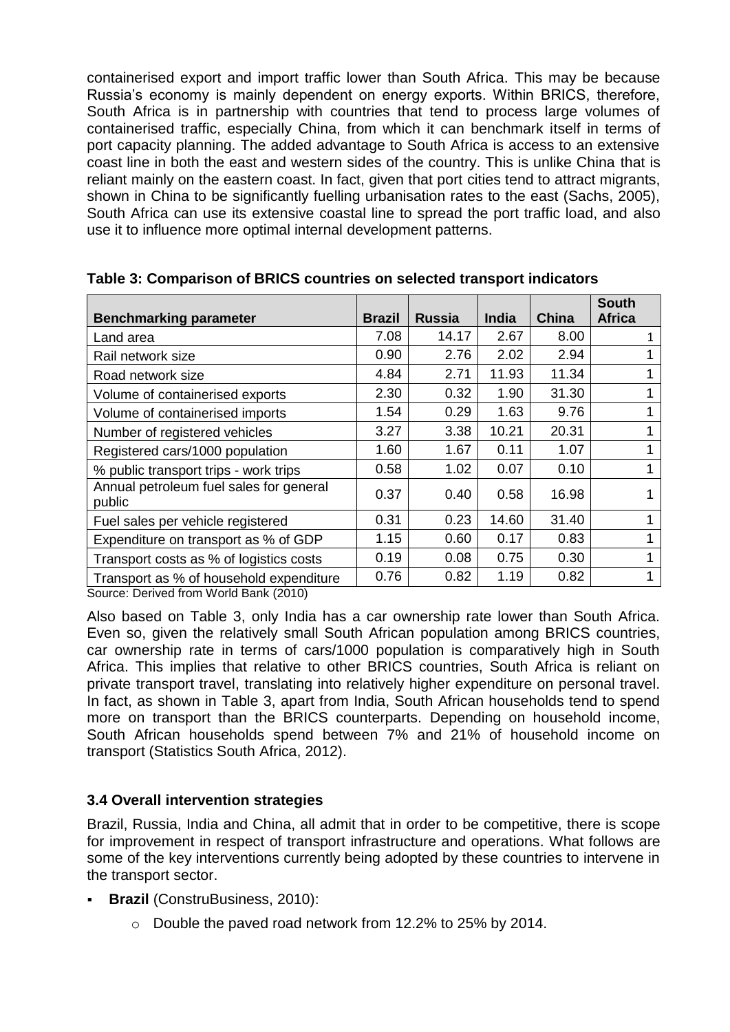containerised export and import traffic lower than South Africa. This may be because Russia's economy is mainly dependent on energy exports. Within BRICS, therefore, South Africa is in partnership with countries that tend to process large volumes of containerised traffic, especially China, from which it can benchmark itself in terms of port capacity planning. The added advantage to South Africa is access to an extensive coast line in both the east and western sides of the country. This is unlike China that is reliant mainly on the eastern coast. In fact, given that port cities tend to attract migrants, shown in China to be significantly fuelling urbanisation rates to the east (Sachs, 2005), South Africa can use its extensive coastal line to spread the port traffic load, and also use it to influence more optimal internal development patterns.

**Table 3: Comparison of BRICS countries on selected transport indicators**

| Benchmarking parameter | Brazil | Russia | India | China | South Africa |
|---|---|---|---|---|---|
| Land area | 7.08 | 14.17 | 2.67 | 8.00 | 1 |
| Rail network size | 0.90 | 2.76 | 2.02 | 2.94 | 1 |
| Road network size | 4.84 | 2.71 | 11.93 | 11.34 | 1 |
| Volume of containerised exports | 2.30 | 0.32 | 1.90 | 31.30 | 1 |
| Volume of containerised imports | 1.54 | 0.29 | 1.63 | 9.76 | 1 |
| Number of registered vehicles | 3.27 | 3.38 | 10.21 | 20.31 | 1 |
| Registered cars/1000 population | 1.60 | 1.67 | 0.11 | 1.07 | 1 |
| % public transport trips - work trips | 0.58 | 1.02 | 0.07 | 0.10 | 1 |
| Annual petroleum fuel sales for general public | 0.37 | 0.40 | 0.58 | 16.98 | 1 |
| Fuel sales per vehicle registered | 0.31 | 0.23 | 14.60 | 31.40 | 1 |
| Expenditure on transport as % of GDP | 1.15 | 0.60 | 0.17 | 0.83 | 1 |
| Transport costs as % of logistics costs | 0.19 | 0.08 | 0.75 | 0.30 | 1 |
| Transport as % of household expenditure | 0.76 | 0.82 | 1.19 | 0.82 | 1 |

Source: Derived from World Bank (2010)

Also based on Table 3, only India has a car ownership rate lower than South Africa. Even so, given the relatively small South African population among BRICS countries, car ownership rate in terms of cars/1000 population is comparatively high in South Africa. This implies that relative to other BRICS countries, South Africa is reliant on private transport travel, translating into relatively higher expenditure on personal travel. In fact, as shown in Table 3, apart from India, South African households tend to spend more on transport than the BRICS counterparts. Depending on household income, South African households spend between 7% and 21% of household income on transport (Statistics South Africa, 2012).

### 3.4 Overall intervention strategies

Brazil, Russia, India and China, all admit that in order to be competitive, there is scope for improvement in respect of transport infrastructure and operations. What follows are some of the key interventions currently being adopted by these countries to intervene in the transport sector.

- **Brazil** (ConstruBusiness, 2010):
  - Double the paved road network from 12.2% to 25% by 2014.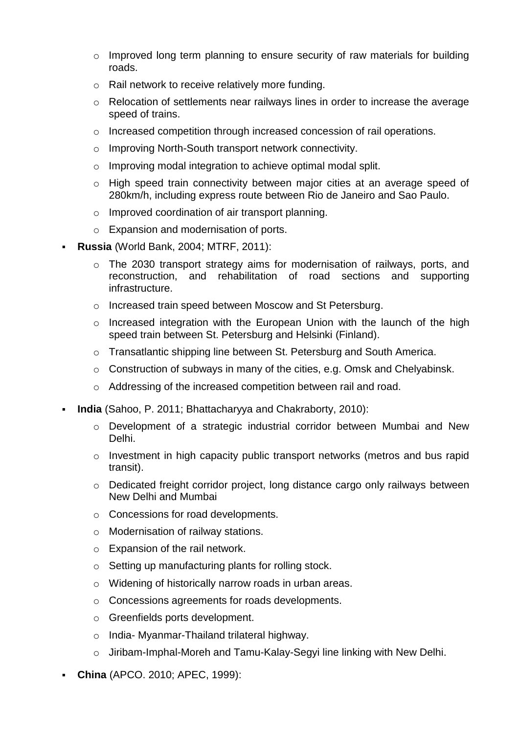- Improved long term planning to ensure security of raw materials for building roads.
  - Rail network to receive relatively more funding.
  - Relocation of settlements near railways lines in order to increase the average speed of trains.
  - Increased competition through increased concession of rail operations.
  - Improving North-South transport network connectivity.
  - Improving modal integration to achieve optimal modal split.
  - High speed train connectivity between major cities at an average speed of 280km/h, including express route between Rio de Janeiro and Sao Paulo.
  - Improved coordination of air transport planning.
  - Expansion and modernisation of ports.

- **Russia** (World Bank, 2004; MTRF, 2011):
  - The 2030 transport strategy aims for modernisation of railways, ports, and reconstruction, and rehabilitation of road sections and supporting infrastructure.
  - Increased train speed between Moscow and St Petersburg.
  - Increased integration with the European Union with the launch of the high speed train between St. Petersburg and Helsinki (Finland).
  - Transatlantic shipping line between St. Petersburg and South America.
  - Construction of subways in many of the cities, e.g. Omsk and Chelyabinsk.
  - Addressing of the increased competition between rail and road.

- **India** (Sahoo, P. 2011; Bhattacharyya and Chakraborty, 2010):
  - Development of a strategic industrial corridor between Mumbai and New Delhi.
  - Investment in high capacity public transport networks (metros and bus rapid transit).
  - Dedicated freight corridor project, long distance cargo only railways between New Delhi and Mumbai
  - Concessions for road developments.
  - Modernisation of railway stations.
  - Expansion of the rail network.
  - Setting up manufacturing plants for rolling stock.
  - Widening of historically narrow roads in urban areas.
  - Concessions agreements for roads developments.
  - Greenfields ports development.
  - India- Myanmar-Thailand trilateral highway.
  - Jiribam-Imphal-Moreh and Tamu-Kalay-Segyi line linking with New Delhi.

- **China** (APCO. 2010; APEC, 1999):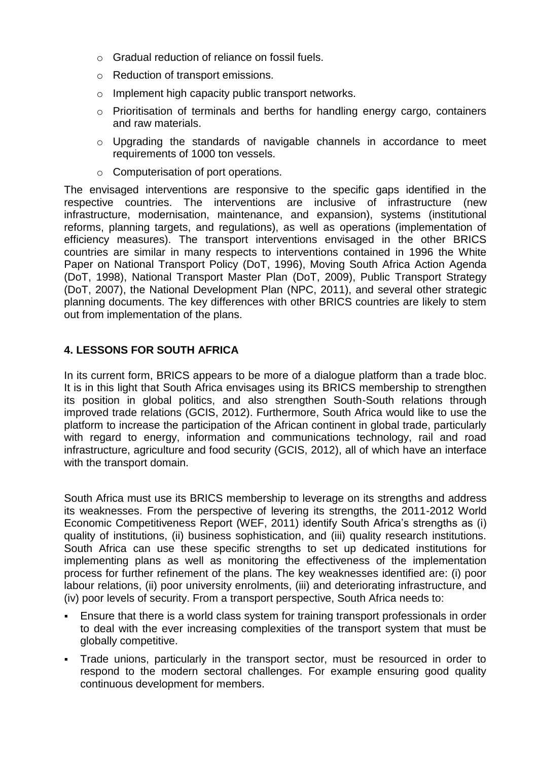- Gradual reduction of reliance on fossil fuels.
- Reduction of transport emissions.
- Implement high capacity public transport networks.
- Prioritisation of terminals and berths for handling energy cargo, containers and raw materials.
- Upgrading the standards of navigable channels in accordance to meet requirements of 1000 ton vessels.
- Computerisation of port operations.

The envisaged interventions are responsive to the specific gaps identified in the respective countries. The interventions are inclusive of infrastructure (new infrastructure, modernisation, maintenance, and expansion), systems (institutional reforms, planning targets, and regulations), as well as operations (implementation of efficiency measures). The transport interventions envisaged in the other BRICS countries are similar in many respects to interventions contained in 1996 the White Paper on National Transport Policy (DoT, 1996), Moving South Africa Action Agenda (DoT, 1998), National Transport Master Plan (DoT, 2009), Public Transport Strategy (DoT, 2007), the National Development Plan (NPC, 2011), and several other strategic planning documents. The key differences with other BRICS countries are likely to stem out from implementation of the plans.

## 4. LESSONS FOR SOUTH AFRICA

In its current form, BRICS appears to be more of a dialogue platform than a trade bloc. It is in this light that South Africa envisages using its BRICS membership to strengthen its position in global politics, and also strengthen South-South relations through improved trade relations (GCIS, 2012). Furthermore, South Africa would like to use the platform to increase the participation of the African continent in global trade, particularly with regard to energy, information and communications technology, rail and road infrastructure, agriculture and food security (GCIS, 2012), all of which have an interface with the transport domain.

South Africa must use its BRICS membership to leverage on its strengths and address its weaknesses. From the perspective of levering its strengths, the 2011-2012 World Economic Competitiveness Report (WEF, 2011) identify South Africa's strengths as (i) quality of institutions, (ii) business sophistication, and (iii) quality research institutions. South Africa can use these specific strengths to set up dedicated institutions for implementing plans as well as monitoring the effectiveness of the implementation process for further refinement of the plans. The key weaknesses identified are: (i) poor labour relations, (ii) poor university enrolments, (iii) and deteriorating infrastructure, and (iv) poor levels of security. From a transport perspective, South Africa needs to:

- Ensure that there is a world class system for training transport professionals in order to deal with the ever increasing complexities of the transport system that must be globally competitive.
- Trade unions, particularly in the transport sector, must be resourced in order to respond to the modern sectoral challenges. For example ensuring good quality continuous development for members.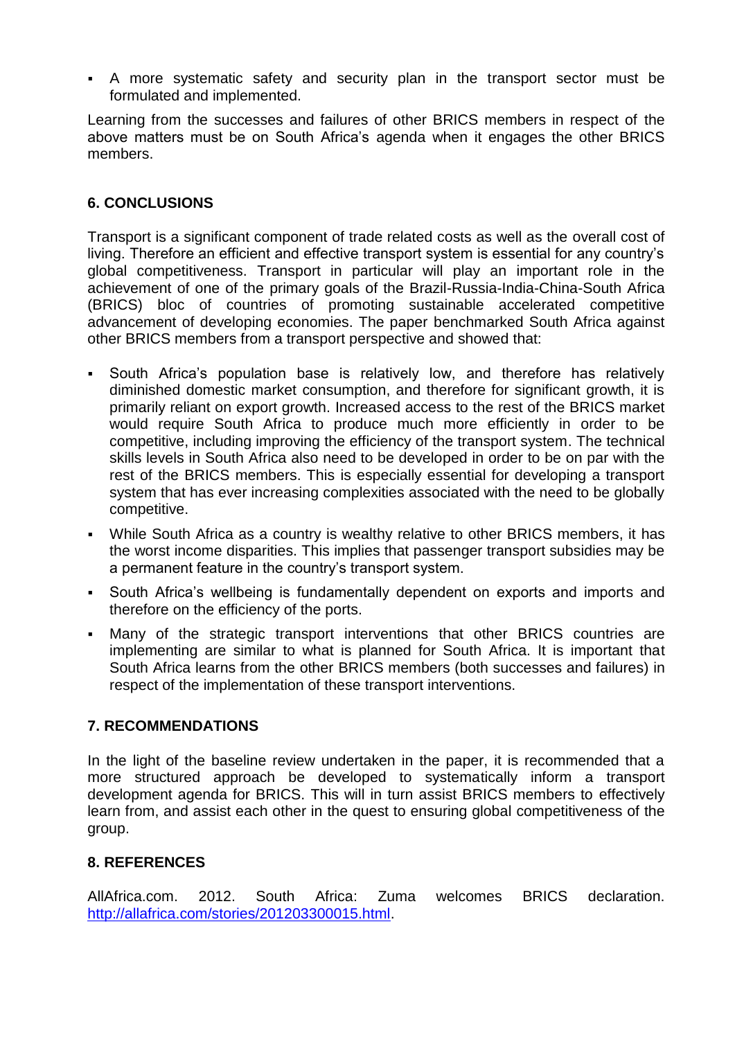- A more systematic safety and security plan in the transport sector must be formulated and implemented.

Learning from the successes and failures of other BRICS members in respect of the above matters must be on South Africa's agenda when it engages the other BRICS members.

## 6. CONCLUSIONS

Transport is a significant component of trade related costs as well as the overall cost of living. Therefore an efficient and effective transport system is essential for any country's global competitiveness. Transport in particular will play an important role in the achievement of one of the primary goals of the Brazil-Russia-India-China-South Africa (BRICS) bloc of countries of promoting sustainable accelerated competitive advancement of developing economies. The paper benchmarked South Africa against other BRICS members from a transport perspective and showed that:

- South Africa's population base is relatively low, and therefore has relatively diminished domestic market consumption, and therefore for significant growth, it is primarily reliant on export growth. Increased access to the rest of the BRICS market would require South Africa to produce much more efficiently in order to be competitive, including improving the efficiency of the transport system. The technical skills levels in South Africa also need to be developed in order to be on par with the rest of the BRICS members. This is especially essential for developing a transport system that has ever increasing complexities associated with the need to be globally competitive.
- While South Africa as a country is wealthy relative to other BRICS members, it has the worst income disparities. This implies that passenger transport subsidies may be a permanent feature in the country's transport system.
- South Africa's wellbeing is fundamentally dependent on exports and imports and therefore on the efficiency of the ports.
- Many of the strategic transport interventions that other BRICS countries are implementing are similar to what is planned for South Africa. It is important that South Africa learns from the other BRICS members (both successes and failures) in respect of the implementation of these transport interventions.

## 7. RECOMMENDATIONS

In the light of the baseline review undertaken in the paper, it is recommended that a more structured approach be developed to systematically inform a transport development agenda for BRICS. This will in turn assist BRICS members to effectively learn from, and assist each other in the quest to ensuring global competitiveness of the group.

## 8. REFERENCES

AllAfrica.com. 2012. South Africa: Zuma welcomes BRICS declaration. http://allafrica.com/stories/201203300015.html.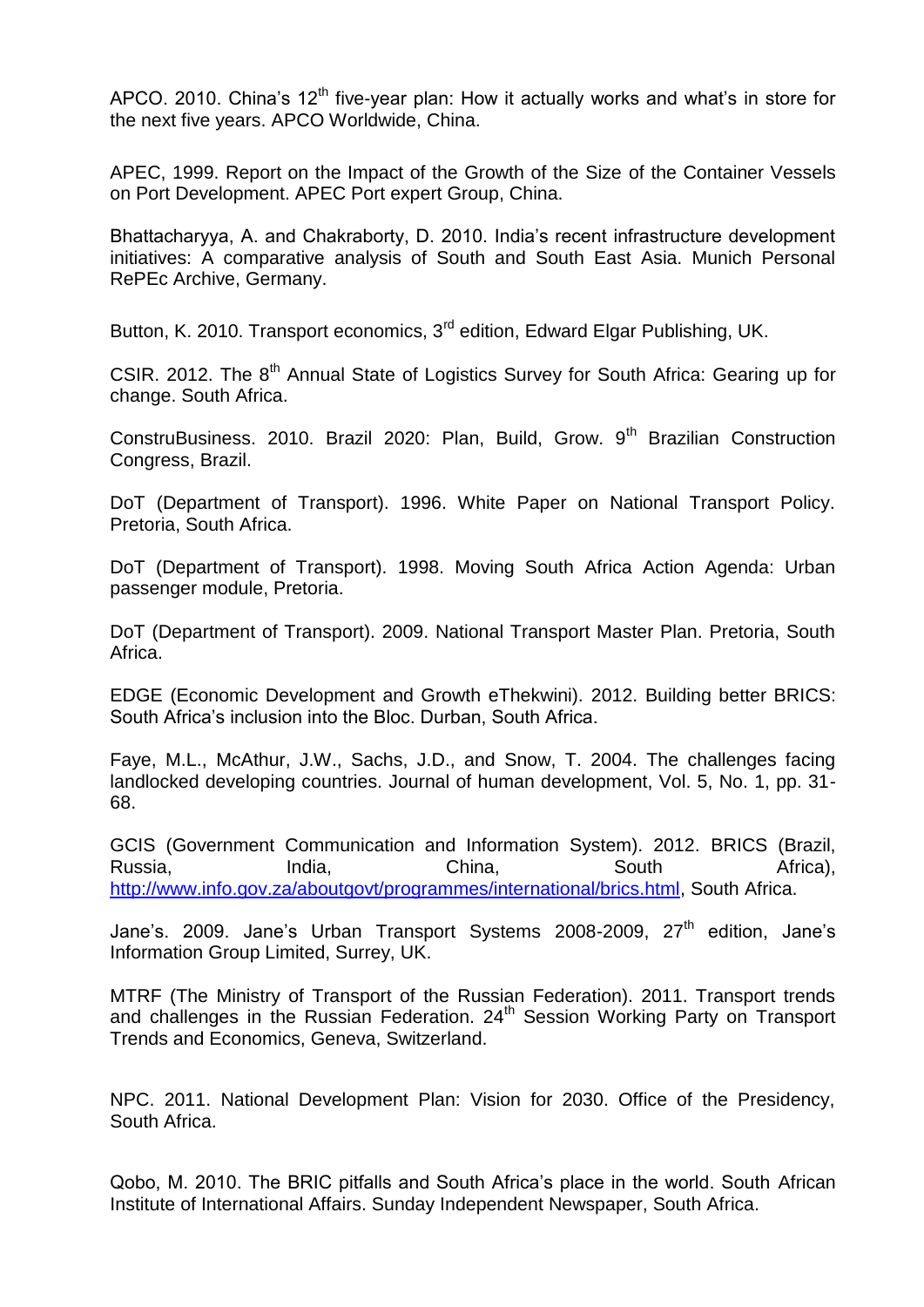APCO. 2010. China's 12th five-year plan: How it actually works and what's in store for the next five years. APCO Worldwide, China.

APEC, 1999. Report on the Impact of the Growth of the Size of the Container Vessels on Port Development. APEC Port expert Group, China.

Bhattacharyya, A. and Chakraborty, D. 2010. India's recent infrastructure development initiatives: A comparative analysis of South and South East Asia. Munich Personal RePEc Archive, Germany.

Button, K. 2010. Transport economics, 3rd edition, Edward Elgar Publishing, UK.

CSIR. 2012. The 8th Annual State of Logistics Survey for South Africa: Gearing up for change. South Africa.

ConstruBusiness. 2010. Brazil 2020: Plan, Build, Grow. 9th Brazilian Construction Congress, Brazil.

DoT (Department of Transport). 1996. White Paper on National Transport Policy. Pretoria, South Africa.

DoT (Department of Transport). 1998. Moving South Africa Action Agenda: Urban passenger module, Pretoria.

DoT (Department of Transport). 2009. National Transport Master Plan. Pretoria, South Africa.

EDGE (Economic Development and Growth eThekwini). 2012. Building better BRICS: South Africa's inclusion into the Bloc. Durban, South Africa.

Faye, M.L., McAthur, J.W., Sachs, J.D., and Snow, T. 2004. The challenges facing landlocked developing countries. Journal of human development, Vol. 5, No. 1, pp. 31-68.

GCIS (Government Communication and Information System). 2012. BRICS (Brazil, Russia, India, China, South Africa), http://www.info.gov.za/aboutgovt/programmes/international/brics.html, South Africa.

Jane's. 2009. Jane's Urban Transport Systems 2008-2009, 27th edition, Jane's Information Group Limited, Surrey, UK.

MTRF (The Ministry of Transport of the Russian Federation). 2011. Transport trends and challenges in the Russian Federation. 24th Session Working Party on Transport Trends and Economics, Geneva, Switzerland.

NPC. 2011. National Development Plan: Vision for 2030. Office of the Presidency, South Africa.

Qobo, M. 2010. The BRIC pitfalls and South Africa's place in the world. South African Institute of International Affairs. Sunday Independent Newspaper, South Africa.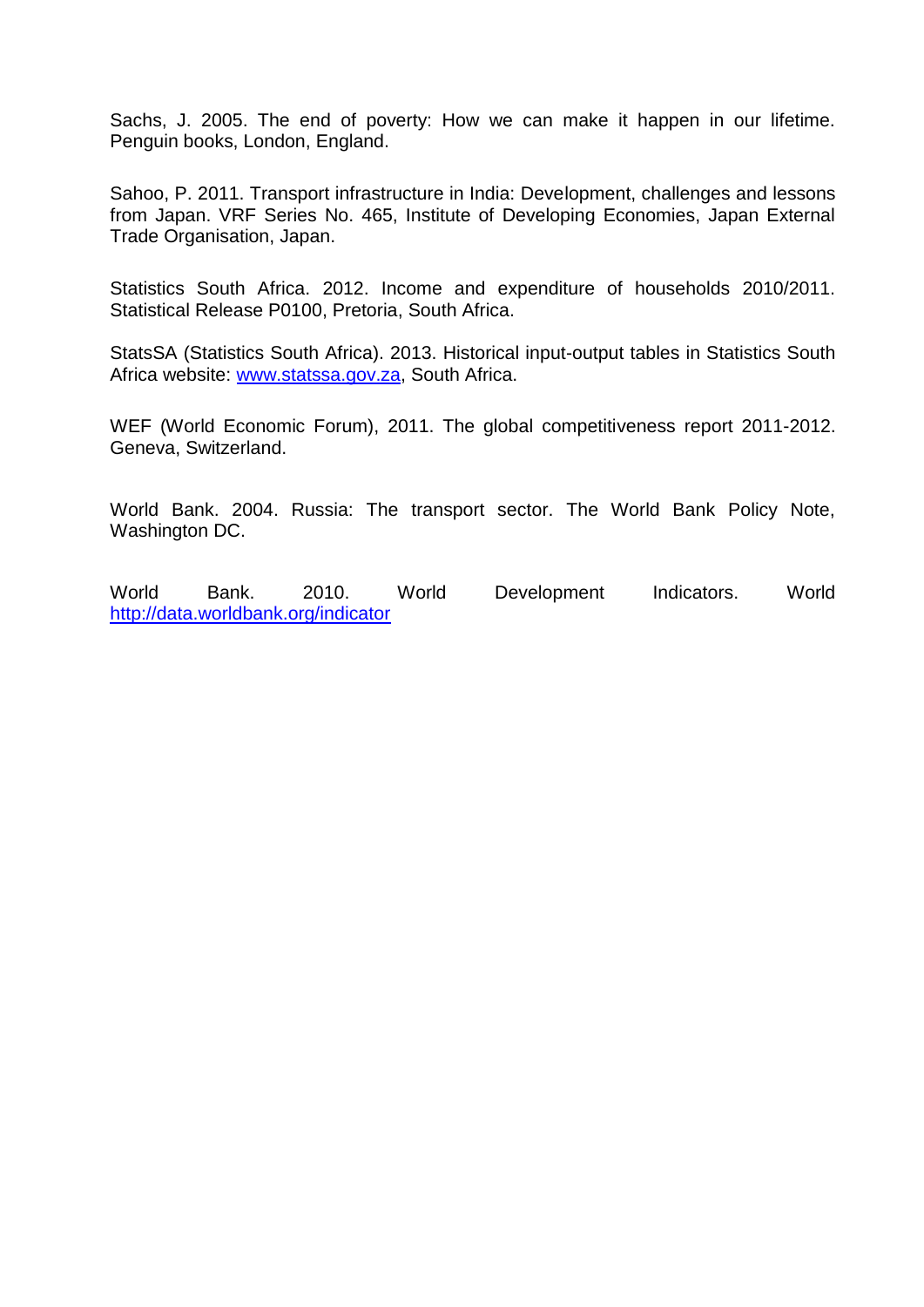Sachs, J. 2005. The end of poverty: How we can make it happen in our lifetime. Penguin books, London, England.

Sahoo, P. 2011. Transport infrastructure in India: Development, challenges and lessons from Japan. VRF Series No. 465, Institute of Developing Economies, Japan External Trade Organisation, Japan.

Statistics South Africa. 2012. Income and expenditure of households 2010/2011. Statistical Release P0100, Pretoria, South Africa.

StatsSA (Statistics South Africa). 2013. Historical input-output tables in Statistics South Africa website: www.statssa.gov.za, South Africa.

WEF (World Economic Forum), 2011. The global competitiveness report 2011-2012. Geneva, Switzerland.

World Bank. 2004. Russia: The transport sector. The World Bank Policy Note, Washington DC.

World Bank. 2010. World Development Indicators. World http://data.worldbank.org/indicator